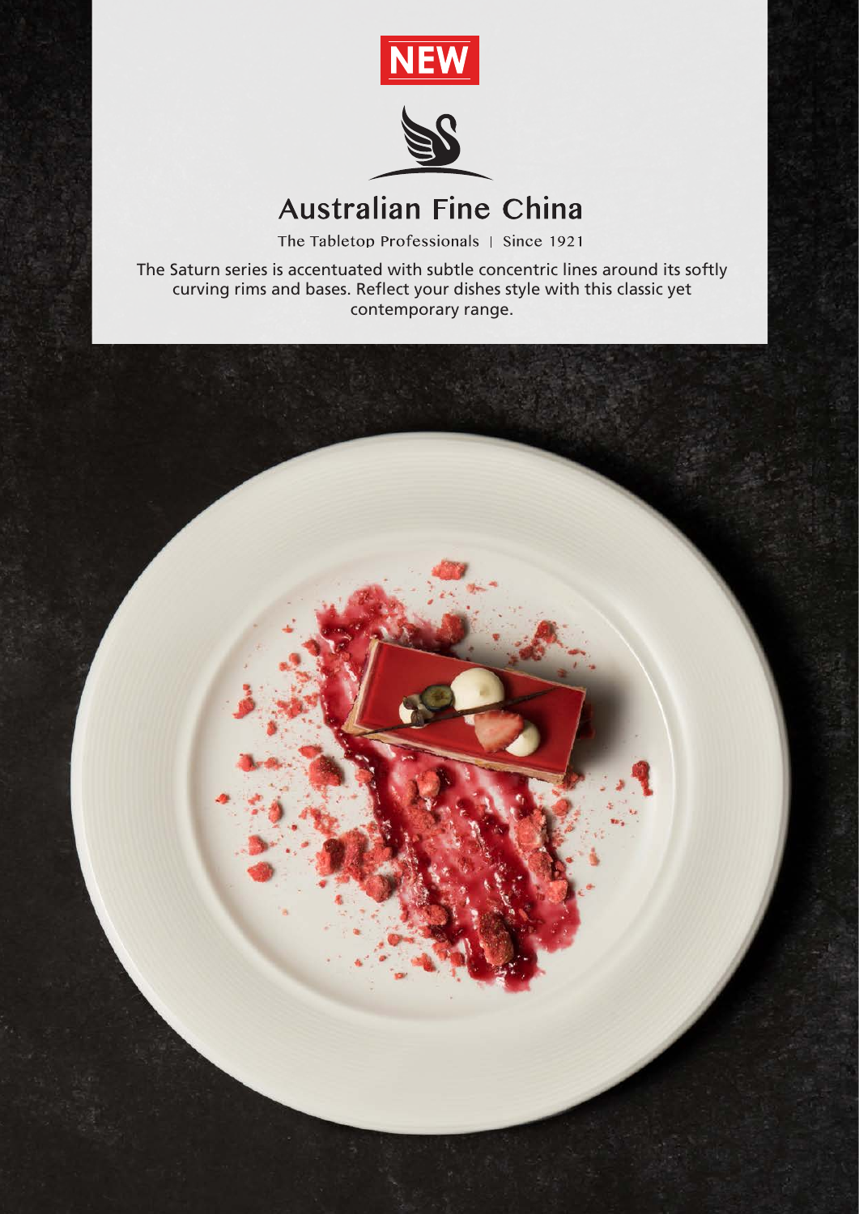**NEW**

# Australian Fine China

The Tabletop Professionals | Since 1921

The Saturn series is accentuated with subtle concentric lines around its softly curving rims and bases. Reflect your dishes style with this classic yet contemporary range.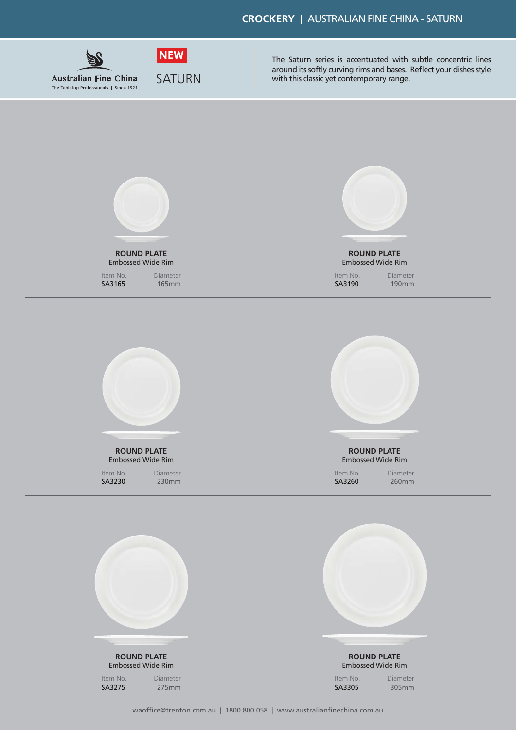**CROCKERY** | AUSTRALIAN FINE CHINA - SATURN

Australian Fine China
The Tabletop Professionals | Since 1921

**NEW**

SATURN

The Saturn series is accentuated with subtle concentric lines around its softly curving rims and bases. Reflect your dishes style with this classic yet contemporary range.

**ROUND PLATE**
Embossed Wide Rim

| Item No. | Diameter |
|---|---|
| SA3165 | 165mm |

**ROUND PLATE**
Embossed Wide Rim

| Item No. | Diameter |
|---|---|
| SA3190 | 190mm |

**ROUND PLATE**
Embossed Wide Rim

| Item No. | Diameter |
|---|---|
| SA3230 | 230mm |

**ROUND PLATE**
Embossed Wide Rim

| Item No. | Diameter |
|---|---|
| SA3260 | 260mm |

**ROUND PLATE**
Embossed Wide Rim

| Item No. | Diameter |
|---|---|
| SA3275 | 275mm |

**ROUND PLATE**
Embossed Wide Rim

| Item No. | Diameter |
|---|---|
| SA3305 | 305mm |

waoffice@trenton.com.au | 1800 800 058 | www.australianfinechina.com.au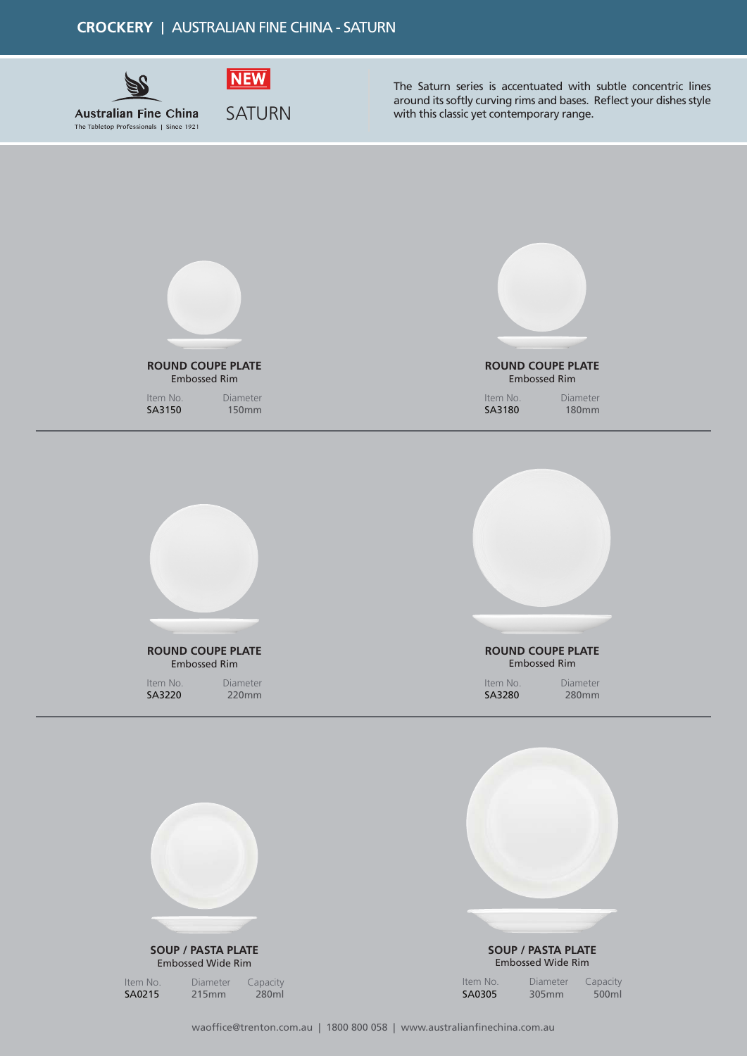# CROCKERY | AUSTRALIAN FINE CHINA - SATURN

Australian Fine China
The Tabletop Professionals | Since 1921

**NEW**

SATURN

The Saturn series is accentuated with subtle concentric lines around its softly curving rims and bases. Reflect your dishes style with this classic yet contemporary range.

**ROUND COUPE PLATE**
Embossed Rim

| Item No. | Diameter |
|---|---|
| SA3150 | 150mm |

**ROUND COUPE PLATE**
Embossed Rim

| Item No. | Diameter |
|---|---|
| SA3180 | 180mm |

**ROUND COUPE PLATE**
Embossed Rim

| Item No. | Diameter |
|---|---|
| SA3220 | 220mm |

**ROUND COUPE PLATE**
Embossed Rim

| Item No. | Diameter |
|---|---|
| SA3280 | 280mm |

**SOUP / PASTA PLATE**
Embossed Wide Rim

| Item No. | Diameter | Capacity |
|---|---|---|
| SA0215 | 215mm | 280ml |

**SOUP / PASTA PLATE**
Embossed Wide Rim

| Item No. | Diameter | Capacity |
|---|---|---|
| SA0305 | 305mm | 500ml |

waoffice@trenton.com.au | 1800 800 058 | www.australianfinechina.com.au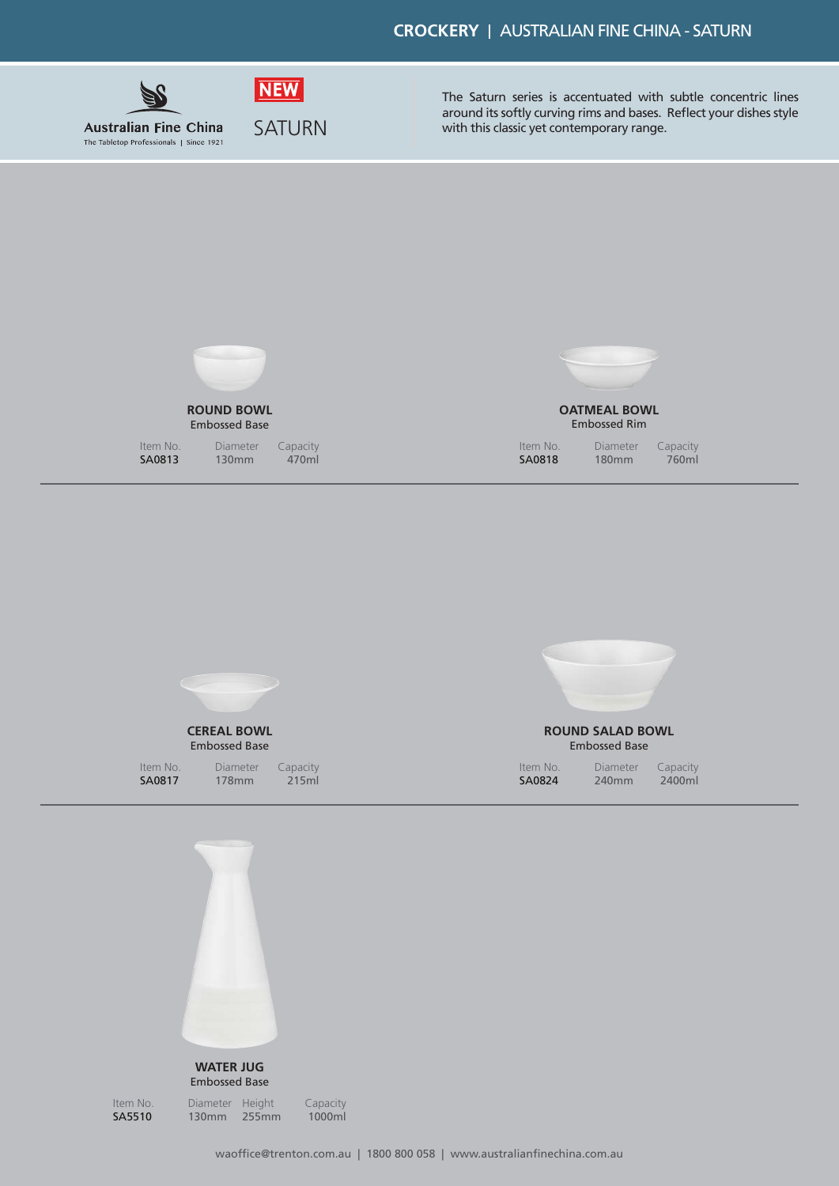**CROCKERY** | AUSTRALIAN FINE CHINA - SATURN

Australian Fine China
The Tabletop Professionals | Since 1921

NEW

SATURN

The Saturn series is accentuated with subtle concentric lines around its softly curving rims and bases. Reflect your dishes style with this classic yet contemporary range.

### ROUND BOWL
Embossed Base

| Item No. | Diameter | Capacity |
|---|---|---|
| SA0813 | 130mm | 470ml |

### OATMEAL BOWL
Embossed Rim

| Item No. | Diameter | Capacity |
|---|---|---|
| SA0818 | 180mm | 760ml |

### CEREAL BOWL
Embossed Base

| Item No. | Diameter | Capacity |
|---|---|---|
| SA0817 | 178mm | 215ml |

### ROUND SALAD BOWL
Embossed Base

| Item No. | Diameter | Capacity |
|---|---|---|
| SA0824 | 240mm | 2400ml |

### WATER JUG
Embossed Base

| Item No. | Diameter | Height | Capacity |
|---|---|---|---|
| SA5510 | 130mm | 255mm | 1000ml |

waoffice@trenton.com.au | 1800 800 058 | www.australianfinechina.com.au